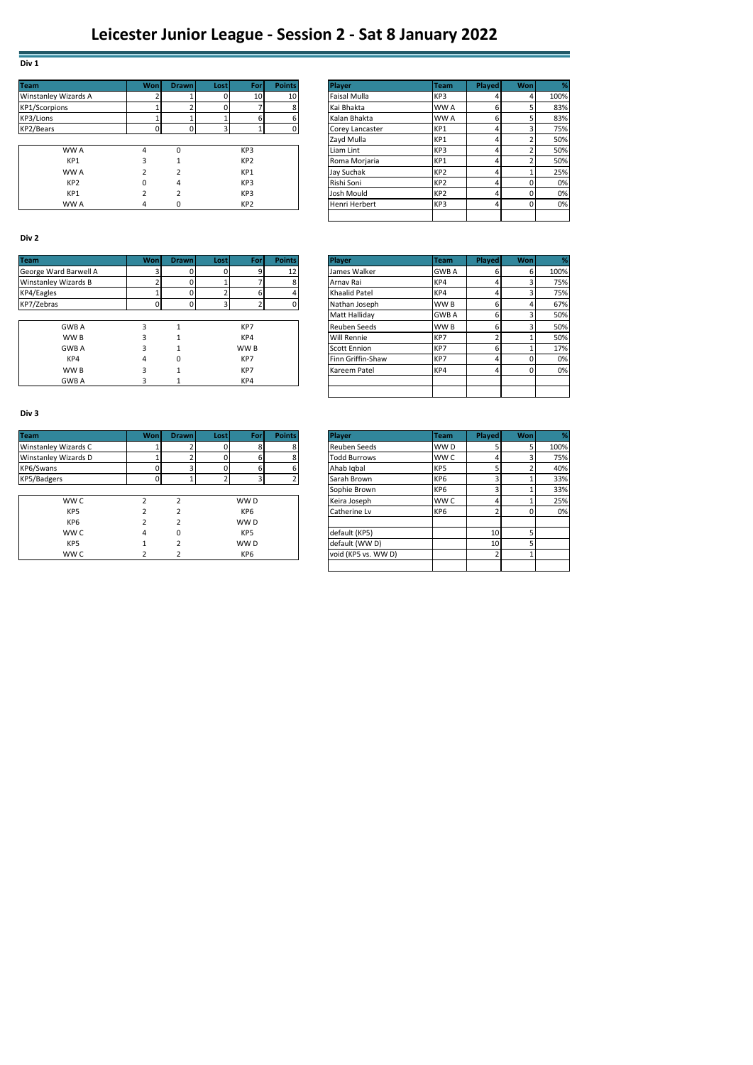# Leicester Junior League - Session 2 - Sat 8 January 2022

## Div 1

| Team | Won | Drawn | Lost | For | Points |
|---|---|---|---|---|---|
| Winstanley Wizards A | 2 | 1 | 0 | 10 | 10 |
| KP1/Scorpions | 1 | 2 | 0 | 7 | 8 |
| KP3/Lions | 1 | 1 | 1 | 6 | 6 |
| KP2/Bears | 0 | 0 | 3 | 1 | 0 |

| | | | |
|---|---|---|---|
| WW A | 4 | 0 | KP3 |
| KP1 | 3 | 1 | KP2 |
| WW A | 2 | 2 | KP1 |
| KP2 | 0 | 4 | KP3 |
| KP1 | 2 | 2 | KP3 |
| WW A | 4 | 0 | KP2 |

| Player | Team | Played | Won | % |
|---|---|---|---|---|
| Faisal Mulla | KP3 | 4 | 4 | 100% |
| Kai Bhakta | WW A | 6 | 5 | 83% |
| Kalan Bhakta | WW A | 6 | 5 | 83% |
| Corey Lancaster | KP1 | 4 | 3 | 75% |
| Zayd Mulla | KP1 | 4 | 2 | 50% |
| Liam Lint | KP3 | 4 | 2 | 50% |
| Roma Morjaria | KP1 | 4 | 2 | 50% |
| Jay Suchak | KP2 | 4 | 1 | 25% |
| Rishi Soni | KP2 | 4 | 0 | 0% |
| Josh Mould | KP2 | 4 | 0 | 0% |
| Henri Herbert | KP3 | 4 | 0 | 0% |

## Div 2

| Team | Won | Drawn | Lost | For | Points |
|---|---|---|---|---|---|
| George Ward Barwell A | 3 | 0 | 0 | 9 | 12 |
| Winstanley Wizards B | 2 | 0 | 1 | 7 | 8 |
| KP4/Eagles | 1 | 0 | 2 | 6 | 4 |
| KP7/Zebras | 0 | 0 | 3 | 2 | 0 |

| | | | |
|---|---|---|---|
| GWB A | 3 | 1 | KP7 |
| WW B | 3 | 1 | KP4 |
| GWB A | 3 | 1 | WW B |
| KP4 | 4 | 0 | KP7 |
| WW B | 3 | 1 | KP7 |
| GWB A | 3 | 1 | KP4 |

| Player | Team | Played | Won | % |
|---|---|---|---|---|
| James Walker | GWB A | 6 | 6 | 100% |
| Arnav Rai | KP4 | 4 | 3 | 75% |
| Khaalid Patel | KP4 | 4 | 3 | 75% |
| Nathan Joseph | WW B | 6 | 4 | 67% |
| Matt Halliday | GWB A | 6 | 3 | 50% |
| Reuben Seeds | WW B | 6 | 3 | 50% |
| Will Rennie | KP7 | 2 | 1 | 50% |
| Scott Ennion | KP7 | 6 | 1 | 17% |
| Finn Griffin-Shaw | KP7 | 4 | 0 | 0% |
| Kareem Patel | KP4 | 4 | 0 | 0% |

## Div 3

| Team | Won | Drawn | Lost | For | Points |
|---|---|---|---|---|---|
| Winstanley Wizards C | 1 | 2 | 0 | 8 | 8 |
| Winstanley Wizards D | 1 | 2 | 0 | 6 | 8 |
| KP6/Swans | 0 | 3 | 0 | 6 | 6 |
| KP5/Badgers | 0 | 1 | 2 | 3 | 2 |

| | | | |
|---|---|---|---|
| WW C | 2 | 2 | WW D |
| KP5 | 2 | 2 | KP6 |
| KP6 | 2 | 2 | WW D |
| WW C | 4 | 0 | KP5 |
| KP5 | 1 | 2 | WW D |
| WW C | 2 | 2 | KP6 |

| Player | Team | Played | Won | % |
|---|---|---|---|---|
| Reuben Seeds | WW D | 5 | 5 | 100% |
| Todd Burrows | WW C | 4 | 3 | 75% |
| Ahab Iqbal | KP5 | 5 | 2 | 40% |
| Sarah Brown | KP6 | 3 | 1 | 33% |
| Sophie Brown | KP6 | 3 | 1 | 33% |
| Keira Joseph | WW C | 4 | 1 | 25% |
| Catherine Lv | KP6 | 2 | 0 | 0% |
| | | | | |
| default (KP5) | | 10 | 5 | |
| default (WW D) | | 10 | 5 | |
| void (KP5 vs. WW D) | | 2 | 1 | |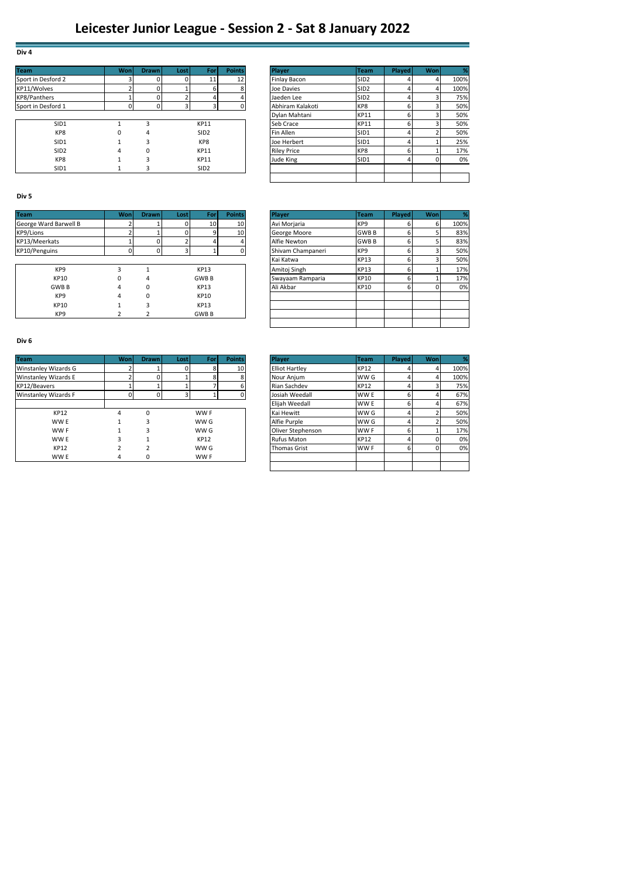# Leicester Junior League - Session 2 - Sat 8 January 2022

## Div 4

| Team | Won | Drawn | Lost | For | Points |
|---|---|---|---|---|---|
| Sport in Desford 2 | 3 | 0 | 0 | 11 | 12 |
| KP11/Wolves | 2 | 0 | 1 | 6 | 8 |
| KP8/Panthers | 1 | 0 | 2 | 4 | 4 |
| Sport in Desford 1 | 0 | 0 | 3 | 3 | 0 |

| Home | | | Away |
|---|---|---|---|
| SID1 | 1 | 3 | KP11 |
| KP8 | 0 | 4 | SID2 |
| SID1 | 1 | 3 | KP8 |
| SID2 | 4 | 0 | KP11 |
| KP8 | 1 | 3 | KP11 |
| SID1 | 1 | 3 | SID2 |

| Player | Team | Played | Won | % |
|---|---|---|---|---|
| Finlay Bacon | SID2 | 4 | 4 | 100% |
| Joe Davies | SID2 | 4 | 4 | 100% |
| Jaeden Lee | SID2 | 4 | 3 | 75% |
| Abhiram Kalakoti | KP8 | 6 | 3 | 50% |
| Dylan Mahtani | KP11 | 6 | 3 | 50% |
| Seb Crace | KP11 | 6 | 3 | 50% |
| Fin Allen | SID1 | 4 | 2 | 50% |
| Joe Herbert | SID1 | 4 | 1 | 25% |
| Riley Price | KP8 | 6 | 1 | 17% |
| Jude King | SID1 | 4 | 0 | 0% |

## Div 5

| Team | Won | Drawn | Lost | For | Points |
|---|---|---|---|---|---|
| George Ward Barwell B | 2 | 1 | 0 | 10 | 10 |
| KP9/Lions | 2 | 1 | 0 | 9 | 10 |
| KP13/Meerkats | 1 | 0 | 2 | 4 | 4 |
| KP10/Penguins | 0 | 0 | 3 | 1 | 0 |

| Home | | | Away |
|---|---|---|---|
| KP9 | 3 | 1 | KP13 |
| KP10 | 0 | 4 | GWB B |
| GWB B | 4 | 0 | KP13 |
| KP9 | 4 | 0 | KP10 |
| KP10 | 1 | 3 | KP13 |
| KP9 | 2 | 2 | GWB B |

| Player | Team | Played | Won | % |
|---|---|---|---|---|
| Avi Morjaria | KP9 | 6 | 6 | 100% |
| George Moore | GWB B | 6 | 5 | 83% |
| Alfie Newton | GWB B | 6 | 5 | 83% |
| Shivam Champaneri | KP9 | 6 | 3 | 50% |
| Kai Katwa | KP13 | 6 | 3 | 50% |
| Amitoj Singh | KP13 | 6 | 1 | 17% |
| Swayaam Ramparia | KP10 | 6 | 1 | 17% |
| Ali Akbar | KP10 | 6 | 0 | 0% |

## Div 6

| Team | Won | Drawn | Lost | For | Points |
|---|---|---|---|---|---|
| Winstanley Wizards G | 2 | 1 | 0 | 8 | 10 |
| Winstanley Wizards E | 2 | 0 | 1 | 8 | 8 |
| KP12/Beavers | 1 | 1 | 1 | 7 | 6 |
| Winstanley Wizards F | 0 | 0 | 3 | 1 | 0 |

| Home | | | Away |
|---|---|---|---|
| KP12 | 4 | 0 | WW F |
| WW E | 1 | 3 | WW G |
| WW F | 1 | 3 | WW G |
| WW E | 3 | 1 | KP12 |
| KP12 | 2 | 2 | WW G |
| WW E | 4 | 0 | WW F |

| Player | Team | Played | Won | % |
|---|---|---|---|---|
| Elliot Hartley | KP12 | 4 | 4 | 100% |
| Nour Anjum | WW G | 4 | 4 | 100% |
| Rian Sachdev | KP12 | 4 | 3 | 75% |
| Josiah Weedall | WW E | 6 | 4 | 67% |
| Elijah Weedall | WW E | 6 | 4 | 67% |
| Kai Hewitt | WW G | 4 | 2 | 50% |
| Alfie Purple | WW G | 4 | 2 | 50% |
| Oliver Stephenson | WW F | 6 | 1 | 17% |
| Rufus Maton | KP12 | 4 | 0 | 0% |
| Thomas Grist | WW F | 6 | 0 | 0% |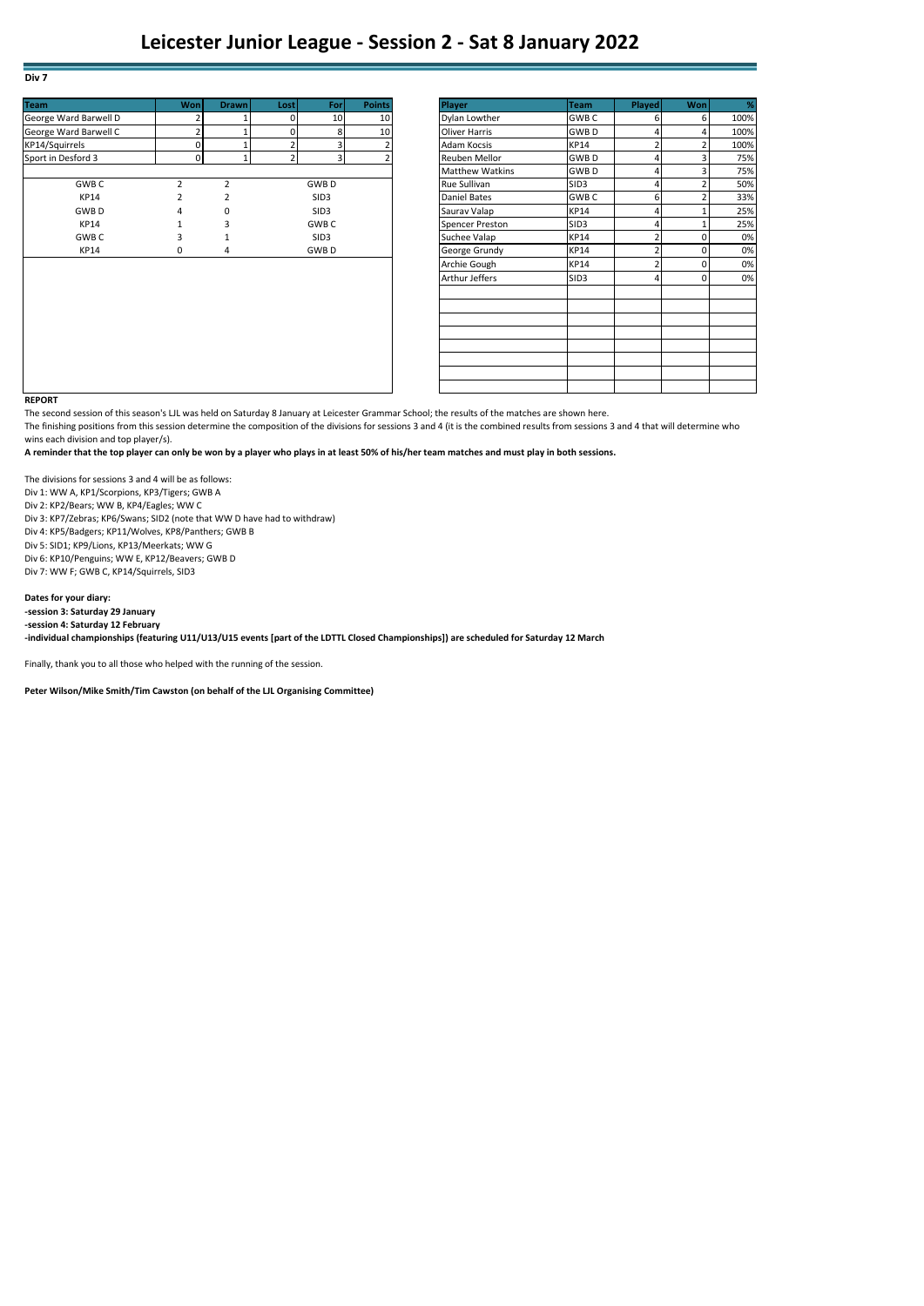# Leicester Junior League - Session 2 - Sat 8 January 2022

**Div 7**

| Team | Won | Drawn | Lost | For | Points |
|---|---|---|---|---|---|
| George Ward Barwell D | 2 | 1 | 0 | 10 | 10 |
| George Ward Barwell C | 2 | 1 | 0 | 8 | 10 |
| KP14/Squirrels | 0 | 1 | 2 | 3 | 2 |
| Sport in Desford 3 | 0 | 1 | 2 | 3 | 2 |

| | | | |
|---|---|---|---|
| GWB C | 2 | 2 | GWB D |
| KP14 | 2 | 2 | SID3 |
| GWB D | 4 | 0 | SID3 |
| KP14 | 1 | 3 | GWB C |
| GWB C | 3 | 1 | SID3 |
| KP14 | 0 | 4 | GWB D |

| Player | Team | Played | Won | % |
|---|---|---|---|---|
| Dylan Lowther | GWB C | 6 | 6 | 100% |
| Oliver Harris | GWB D | 4 | 4 | 100% |
| Adam Kocsis | KP14 | 2 | 2 | 100% |
| Reuben Mellor | GWB D | 4 | 3 | 75% |
| Matthew Watkins | GWB D | 4 | 3 | 75% |
| Rue Sullivan | SID3 | 4 | 2 | 50% |
| Daniel Bates | GWB C | 6 | 2 | 33% |
| Saurav Valap | KP14 | 4 | 1 | 25% |
| Spencer Preston | SID3 | 4 | 1 | 25% |
| Suchee Valap | KP14 | 2 | 0 | 0% |
| George Grundy | KP14 | 2 | 0 | 0% |
| Archie Gough | KP14 | 2 | 0 | 0% |
| Arthur Jeffers | SID3 | 4 | 0 | 0% |

**REPORT**

The second session of this season's LJL was held on Saturday 8 January at Leicester Grammar School; the results of the matches are shown here.

The finishing positions from this session determine the composition of the divisions for sessions 3 and 4 (it is the combined results from sessions 3 and 4 that will determine who wins each division and top player/s).

**A reminder that the top player can only be won by a player who plays in at least 50% of his/her team matches and must play in both sessions.**

The divisions for sessions 3 and 4 will be as follows:
Div 1: WW A, KP1/Scorpions, KP3/Tigers; GWB A
Div 2: KP2/Bears; WW B, KP4/Eagles; WW C
Div 3: KP7/Zebras; KP6/Swans; SID2 (note that WW D have had to withdraw)
Div 4: KP5/Badgers; KP11/Wolves, KP8/Panthers; GWB B
Div 5: SID1; KP9/Lions, KP13/Meerkats; WW G
Div 6: KP10/Penguins; WW E, KP12/Beavers; GWB D
Div 7: WW F; GWB C, KP14/Squirrels, SID3

**Dates for your diary:**
**-session 3: Saturday 29 January**
**-session 4: Saturday 12 February**
**-individual championships (featuring U11/U13/U15 events [part of the LDTTL Closed Championships]) are scheduled for Saturday 12 March**

Finally, thank you to all those who helped with the running of the session.

**Peter Wilson/Mike Smith/Tim Cawston (on behalf of the LJL Organising Committee)**